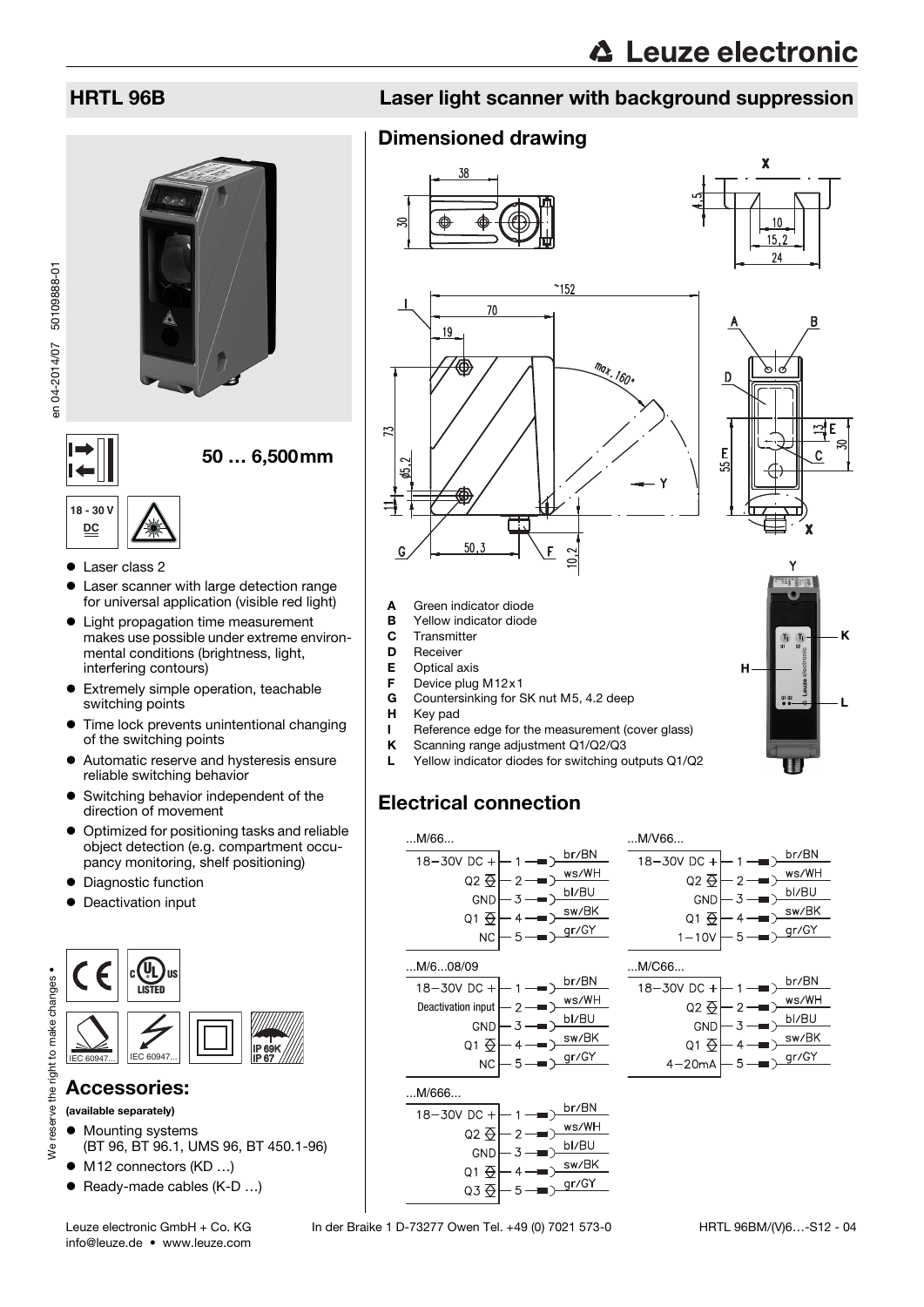# HRTL 96B

## Laser light scanner with background suppression

50 … 6,500mm

18 - 30 V DC

- Laser class 2
- Laser scanner with large detection range for universal application (visible red light)
- Light propagation time measurement makes use possible under extreme environmental conditions (brightness, light, interfering contours)
- Extremely simple operation, teachable switching points
- Time lock prevents unintentional changing of the switching points
- Automatic reserve and hysteresis ensure reliable switching behavior
- Switching behavior independent of the direction of movement
- Optimized for positioning tasks and reliable object detection (e.g. compartment occupancy monitoring, shelf positioning)
- Diagnostic function
- Deactivation input

IEC 60947... IEC 60947... IP 69K IP 67

## Accessories:

**(available separately)**

- Mounting systems (BT 96, BT 96.1, UMS 96, BT 450.1-96)
- M12 connectors (KD …)
- Ready-made cables (K-D …)

## Dimensioned drawing

- **A** Green indicator diode
- **B** Yellow indicator diode
- **C** Transmitter
- **D** Receiver
- **E** Optical axis
- **F** Device plug M12x1
- **G** Countersinking for SK nut M5, 4.2 deep
- **H** Key pad
- **I** Reference edge for the measurement (cover glass)
- **K** Scanning range adjustment Q1/Q2/Q3
- **L** Yellow indicator diodes for switching outputs Q1/Q2

## Electrical connection

...M/66...

| Pin | Function | Wire |
|---|---|---|
| 1 | 18−30V DC + | br/BN |
| 2 | Q2 | ws/WH |
| 3 | GND | bl/BU |
| 4 | Q1 | sw/BK |
| 5 | NC | gr/GY |

...M/V66...

| Pin | Function | Wire |
|---|---|---|
| 1 | 18−30V DC + | br/BN |
| 2 | Q2 | ws/WH |
| 3 | GND | bl/BU |
| 4 | Q1 | sw/BK |
| 5 | 1−10V | gr/GY |

...M/6...08/09

| Pin | Function | Wire |
|---|---|---|
| 1 | 18−30V DC + | br/BN |
| 2 | Deactivation input | ws/WH |
| 3 | GND | bl/BU |
| 4 | Q1 | sw/BK |
| 5 | NC | gr/GY |

...M/C66...

| Pin | Function | Wire |
|---|---|---|
| 1 | 18−30V DC + | br/BN |
| 2 | Q2 | ws/WH |
| 3 | GND | bl/BU |
| 4 | Q1 | sw/BK |
| 5 | 4−20mA | gr/GY |

...M/666...

| Pin | Function | Wire |
|---|---|---|
| 1 | 18−30V DC + | br/BN |
| 2 | Q2 | ws/WH |
| 3 | GND | bl/BU |
| 4 | Q1 | sw/BK |
| 5 | Q3 | gr/GY |

Leuze electronic GmbH + Co. KG In der Braike 1 D-73277 Owen Tel. +49 (0) 7021 573-0
info@leuze.de • www.leuze.com

HRTL 96BM/(V)6…-S12 - 04

en 04-2014/07 50109888-01

We reserve the right to make changes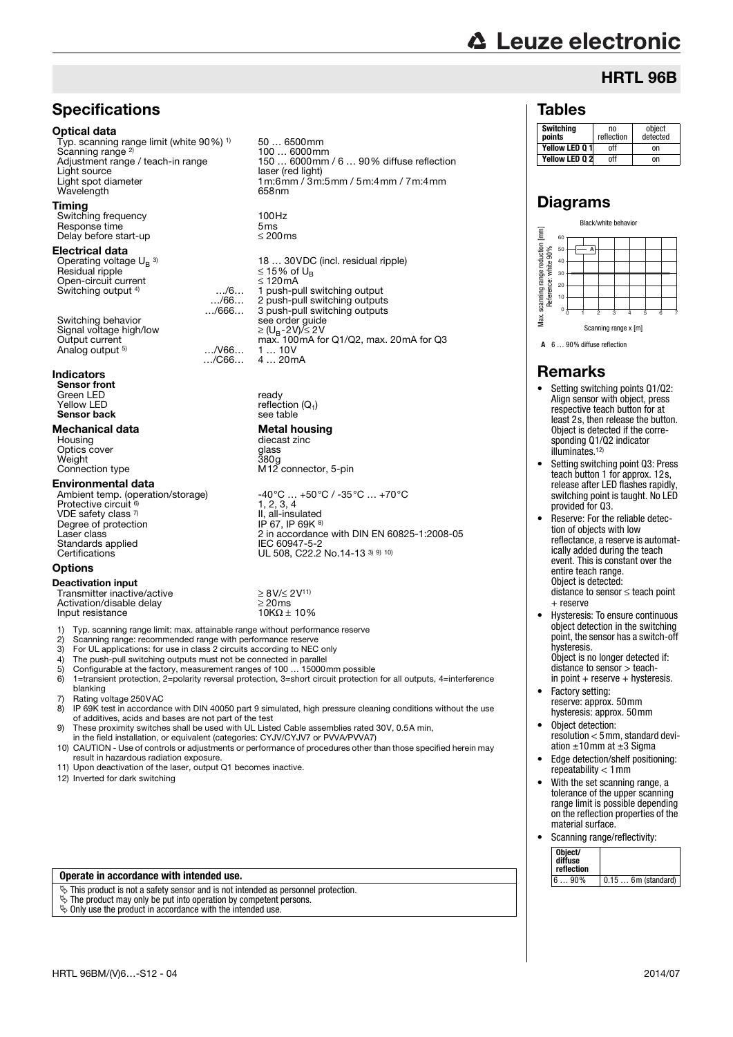# HRTL 96B

## Specifications

### Optical data

| | | |
|---|---|---|
| Typ. scanning range limit (white 90%) [1] | | 50 … 6500mm |
| Scanning range [2] | | 100 … 6000mm |
| Adjustment range / teach-in range | | 150 … 6000mm / 6 … 90% diffuse reflection |
| Light source | | laser (red light) |
| Light spot diameter | | 1m:6mm / 3m:5mm / 5m:4mm / 7m:4mm |
| Wavelength | | 658nm |

### Timing

| | | |
|---|---|---|
| Switching frequency | | 100Hz |
| Response time | | 5ms |
| Delay before start-up | | ≤ 200ms |

### Electrical data

| | | |
|---|---|---|
| Operating voltage $U_B$ [3] | | 18 … 30VDC (incl. residual ripple) |
| Residual ripple | | ≤ 15% of $U_B$ |
| Open-circuit current | | ≤ 120mA |
| Switching output [4] | …/6… | 1 push-pull switching output |
| | …/66… | 2 push-pull switching outputs |
| | …/666… | 3 push-pull switching outputs |
| Switching behavior | | see order guide |
| Signal voltage high/low | | ≥ ($U_B$-2V)/≤ 2V |
| Output current | | max. 100mA for Q1/Q2, max. 20mA for Q3 |
| Analog output [5] | …/V66… | 1 … 10V |
| | …/C66… | 4 … 20mA |

### Indicators

| | |
|---|---|
| **Sensor front** | |
| Green LED | ready |
| Yellow LED | reflection ($Q_1$) |
| **Sensor back** | see table |

### Mechanical data

| | **Metal housing** |
|---|---|
| Housing | diecast zinc |
| Optics cover | glass |
| Weight | 380g |
| Connection type | M12 connector, 5-pin |

### Environmental data

| | |
|---|---|
| Ambient temp. (operation/storage) | -40°C … +50°C / -35°C … +70°C |
| Protective circuit [6] | 1, 2, 3, 4 |
| VDE safety class [7] | II, all-insulated |
| Degree of protection | IP 67, IP 69K [8] |
| Laser class | 2 in accordance with DIN EN 60825-1:2008-05 |
| Standards applied | IEC 60947-5-2 |
| Certifications | UL 508, C22.2 No.14-13 [3] [9] [10] |

### Options

**Deactivation input**

| | |
|---|---|
| Transmitter inactive/active | ≥ 8V/≤ 2V[11] |
| Activation/disable delay | ≥ 20ms |
| Input resistance | 10KΩ ± 10% |

1) Typ. scanning range limit: max. attainable range without performance reserve
2) Scanning range: recommended range with performance reserve
3) For UL applications: for use in class 2 circuits according to NEC only
4) The push-pull switching outputs must not be connected in parallel
5) Configurable at the factory, measurement ranges of 100 … 15000mm possible
6) 1=transient protection, 2=polarity reversal protection, 3=short circuit protection for all outputs, 4=interference blanking
7) Rating voltage 250VAC
8) IP 69K test in accordance with DIN 40050 part 9 simulated, high pressure cleaning conditions without the use of additives, acids and bases are not part of the test
9) These proximity switches shall be used with UL Listed Cable assemblies rated 30V, 0.5A min, in the field installation, or equivalent (categories: CYJV/CYJV7 or PVVA/PVVA7)
10) CAUTION - Use of controls or adjustments or performance of procedures other than those specified herein may result in hazardous radiation exposure.
11) Upon deactivation of the laser, output Q1 becomes inactive.
12) Inverted for dark switching

**Operate in accordance with intended use.**

- This product is not a safety sensor and is not intended as personnel protection.
- The product may only be put into operation by competent persons.
- Only use the product in accordance with the intended use.

## Tables

| Switching points | no reflection | object detected |
|---|---|---|
| Yellow LED Q 1 | off | on |
| Yellow LED Q 2 | off | on |

## Diagrams

Black/white behavior

Max. scanning range reduction [mm], Reference: white 90% — Scanning range x [m]

**A** 6 … 90% diffuse reflection

## Remarks

- Setting switching points Q1/Q2: Align sensor with object, press respective teach button for at least 2s, then release the button. Object is detected if the corresponding Q1/Q2 indicator illuminates.[12]
- Setting switching point Q3: Press teach button 1 for approx. 12s, release after LED flashes rapidly, switching point is taught. No LED provided for Q3.
- Reserve: For the reliable detection of objects with low reflectance, a reserve is automatically added during the teach event. This is constant over the entire teach range. Object is detected: distance to sensor ≤ teach point + reserve
- Hysteresis: To ensure continuous object detection in the switching point, the sensor has a switch-off hysteresis. Object is no longer detected if: distance to sensor > teach-in point + reserve + hysteresis.
- Factory setting: reserve: approx. 50mm hysteresis: approx. 50mm
- Object detection: resolution < 5mm, standard deviation ±10mm at ±3 Sigma
- Edge detection/shelf positioning: repeatability < 1mm
- With the set scanning range, a tolerance of the upper scanning range limit is possible depending on the reflection properties of the material surface.
- Scanning range/reflectivity:

| Object/ diffuse reflection | |
|---|---|
| 6 … 90% | 0.15 … 6m (standard) |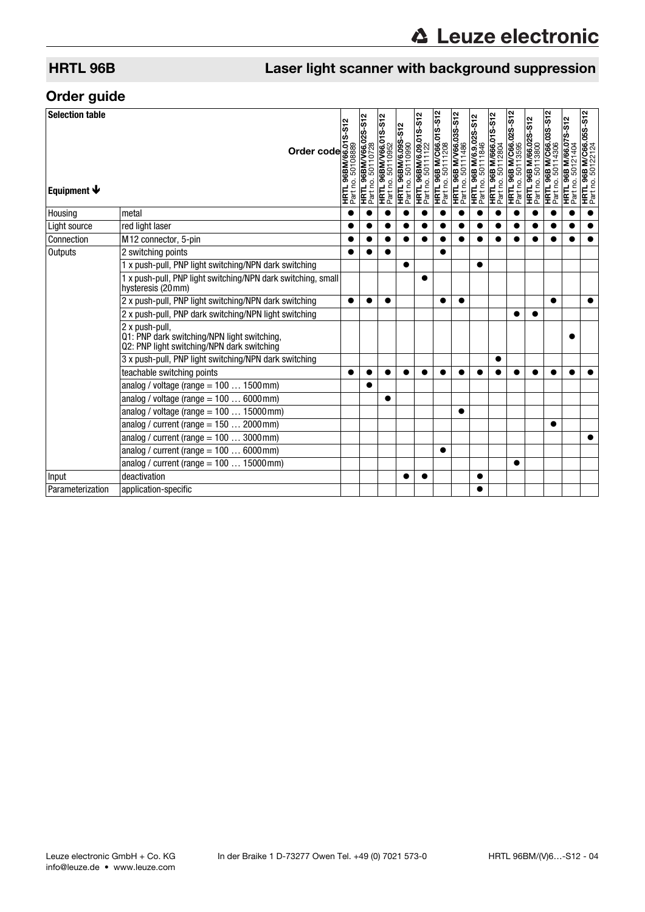## HRTL 96B

## Laser light scanner with background suppression

## Order guide

| Selection table | Order code | HRTL 96BM/66.01S-S12 Part no. 50108889 | HRTL 96BM/V66.02S-S12 Part no. 50110728 | HRTL 96BM/V66.01S-S12 Part no. 50110952 | HRTL 96BM/6.09S-S12 Part no. 50110990 | HRTL 96BM/6.09.01S-S12 Part no. 50111122 | HRTL 96B M/C66.01S-S12 Part no. 50111208 | HRTL 96B M/V66.03S-S12 Part no. 50111486 | HRTL 96B M/6.9.02S-S12 Part no. 50111846 | HRTL 96B M/666.01S-S12 Part no. 50112804 | HRTL 96B M/C66.02S-S12 Part no. 50113595 | HRTL 96B M/66.02S-S12 Part no. 50113800 | HRTL 96B M/C66.03S-S12 Part no. 50114306 | HRTL 96B M/66.07S-S12 Part no. 50121404 | HRTL 96B M/C66.05S-S12 Part no. 50122124 |
|---|---|---|---|---|---|---|---|---|---|---|---|---|---|---|---|
| **Equipment ↓** | | | | | | | | | | | | | | | |
| Housing | metal | ● | ● | ● | ● | ● | ● | ● | ● | ● | ● | ● | ● | ● | ● |
| Light source | red light laser | ● | ● | ● | ● | ● | ● | ● | ● | ● | ● | ● | ● | ● | ● |
| Connection | M12 connector, 5-pin | ● | ● | ● | ● | ● | ● | ● | ● | ● | ● | ● | ● | ● | ● |
| Outputs | 2 switching points | ● | ● | ● | | ● | | | | | | | | | |
| | 1 x push-pull, PNP light switching/NPN dark switching | | | | ● | | | | ● | | | | | | |
| | 1 x push-pull, PNP light switching/NPN dark switching, small hysteresis (20 mm) | | | | | ● | | | | | | | | | |
| | 2 x push-pull, PNP light switching/NPN dark switching | ● | ● | ● | | | ● | ● | | | | | ● | | ● |
| | 2 x push-pull, PNP dark switching/NPN light switching | | | | | | | | | | ● | ● | | | |
| | 2 x push-pull, Q1: PNP dark switching/NPN light switching, Q2: PNP light switching/NPN dark switching | | | | | | | | | | | | | ● | |
| | 3 x push-pull, PNP light switching/NPN dark switching | | | | | | | | | ● | | | | | |
| | teachable switching points | ● | ● | ● | ● | ● | ● | ● | ● | ● | ● | ● | ● | ● | ● |
| | analog / voltage (range = 100 … 1500 mm) | | ● | | | | | | | | | | | | |
| | analog / voltage (range = 100 … 6000 mm) | | | ● | | | | | | | | | | | |
| | analog / voltage (range = 100 … 15000 mm) | | | | | | | ● | | | | | | | |
| | analog / current (range = 150 … 2000 mm) | | | | | | | | | | | | ● | | |
| | analog / current (range = 100 … 3000 mm) | | | | | | | | | | | | | | ● |
| | analog / current (range = 100 … 6000 mm) | | | | | | ● | | | | | | | | |
| | analog / current (range = 100 … 15000 mm) | | | | | | | | | | ● | | | | |
| Input | deactivation | | | | ● | ● | | | ● | | | | | | |
| Parameterization | application-specific | | | | | | | | ● | | | | | | |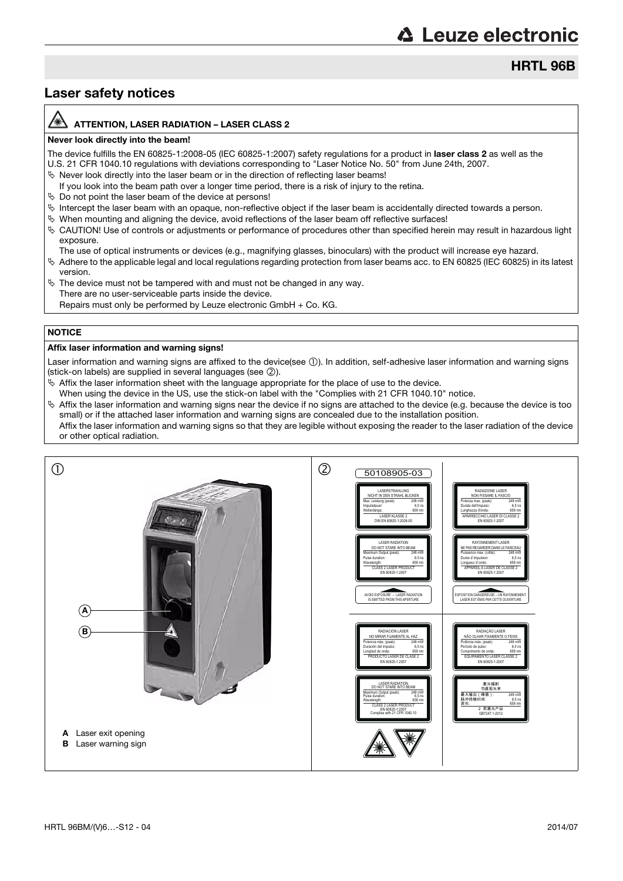# HRTL 96B

## Laser safety notices

### ATTENTION, LASER RADIATION – LASER CLASS 2

**Never look directly into the beam!**

The device fulfills the EN 60825-1:2008-05 (IEC 60825-1:2007) safety regulations for a product in **laser class 2** as well as the U.S. 21 CFR 1040.10 regulations with deviations corresponding to "Laser Notice No. 50" from June 24th, 2007.

- Never look directly into the laser beam or in the direction of reflecting laser beams!
  If you look into the beam path over a longer time period, there is a risk of injury to the retina.
- Do not point the laser beam of the device at persons!
- Intercept the laser beam with an opaque, non-reflective object if the laser beam is accidentally directed towards a person.
- When mounting and aligning the device, avoid reflections of the laser beam off reflective surfaces!
- CAUTION! Use of controls or adjustments or performance of procedures other than specified herein may result in hazardous light exposure.
  The use of optical instruments or devices (e.g., magnifying glasses, binoculars) with the product will increase eye hazard.
- Adhere to the applicable legal and local regulations regarding protection from laser beams acc. to EN 60825 (IEC 60825) in its latest version.
- The device must not be tampered with and must not be changed in any way.
  There are no user-serviceable parts inside the device.
  Repairs must only be performed by Leuze electronic GmbH + Co. KG.

### NOTICE

**Affix laser information and warning signs!**

Laser information and warning signs are affixed to the device(see ①). In addition, self-adhesive laser information and warning signs (stick-on labels) are supplied in several languages (see ②).

- Affix the laser information sheet with the language appropriate for the place of use to the device.
  When using the device in the US, use the stick-on label with the "Complies with 21 CFR 1040.10" notice.
- Affix the laser information and warning signs near the device if no signs are attached to the device (e.g. because the device is too small) or if the attached laser information and warning signs are concealed due to the installation position.
  Affix the laser information and warning signs so that they are legible without exposing the reader to the laser radiation of the device or other optical radiation.

①

A Laser exit opening
B Laser warning sign

②

50108905-03

LASERSTRAHLUNG
NICHT IN DEN STRAHL BLICKEN
Max. Leistung (peak): 248 mW
Impulsdauer: 6,5 ns
Wellenlänge: 658 nm
LASER KLASSE 2
DIN EN 60825-1:2008-05

RADIAZIONE LASER
NON FISSARE IL FASCIO
Potenza max. (peak): 248 mW
Durata dell'impulso: 6,5 ns
Lunghezza d'onda: 658 nm
APPARECCHIO LASER DI CLASSE 2
EN 60825-1:2007

LASER RADIATION
DO NOT STARE INTO BEAM
Maximum Output (peak): 248 mW
Pulse duration: 6,5 ns
Wavelength: 658 nm
CLASS 2 LASER PRODUCT
EN 60825-1:2007

RAYONNEMENT LASER
NE PAS REGARDER DANS LE FAISCEAU
Puissance max. (crête): 248 mW
Durée d'impulsion: 6,5 ns
Longueur d'onde: 658 nm
APPAREIL À LASER DE CLASSE 2
EN 60825-1:2007

AVOID EXPOSURE – LASER RADIATION
IS EMITTED FROM THIS APERTURE

EXPOSITION DANGEREUSE – UN RAYONNEMENT
LASER EST ÉMIS PAR CETTE OUVERTURE

RADIACIÓN LÁSER
NO MIRAR FIJAMENTE AL HAZ
Potencia máx. (peak): 248 mW
Duración del impulso: 6,5 ns
Longitud de onda: 658 nm
PRODUCTO LÁSER DE CLASE 2
EN 60825-1:2007

RADIAÇÃO LASER
NÃO OLHAR FIXAMENTE O FEIXE
Potência máx. (peak): 248 mW
Período de pulso: 6,5 ns
Comprimento de onda: 658 nm
EQUIPAMENTO LASER CLASSE 2
EN 60825-1:2007

LASER RADIATION
DO NOT STARE INTO BEAM
Maximum Output (peak): 248 mW
Pulse duration: 6,5 ns
Wavelength: 658 nm
CLASS 2 LASER PRODUCT
EN 60825-1:2007
Complies with 21 CFR 1040.10

激光辐射
勿直视光束
最大输出（峰值）: 248 mW
脉冲持续时间: 6.5 ns
波长: 658 nm
2 类激光产品
GB7247.1-2012